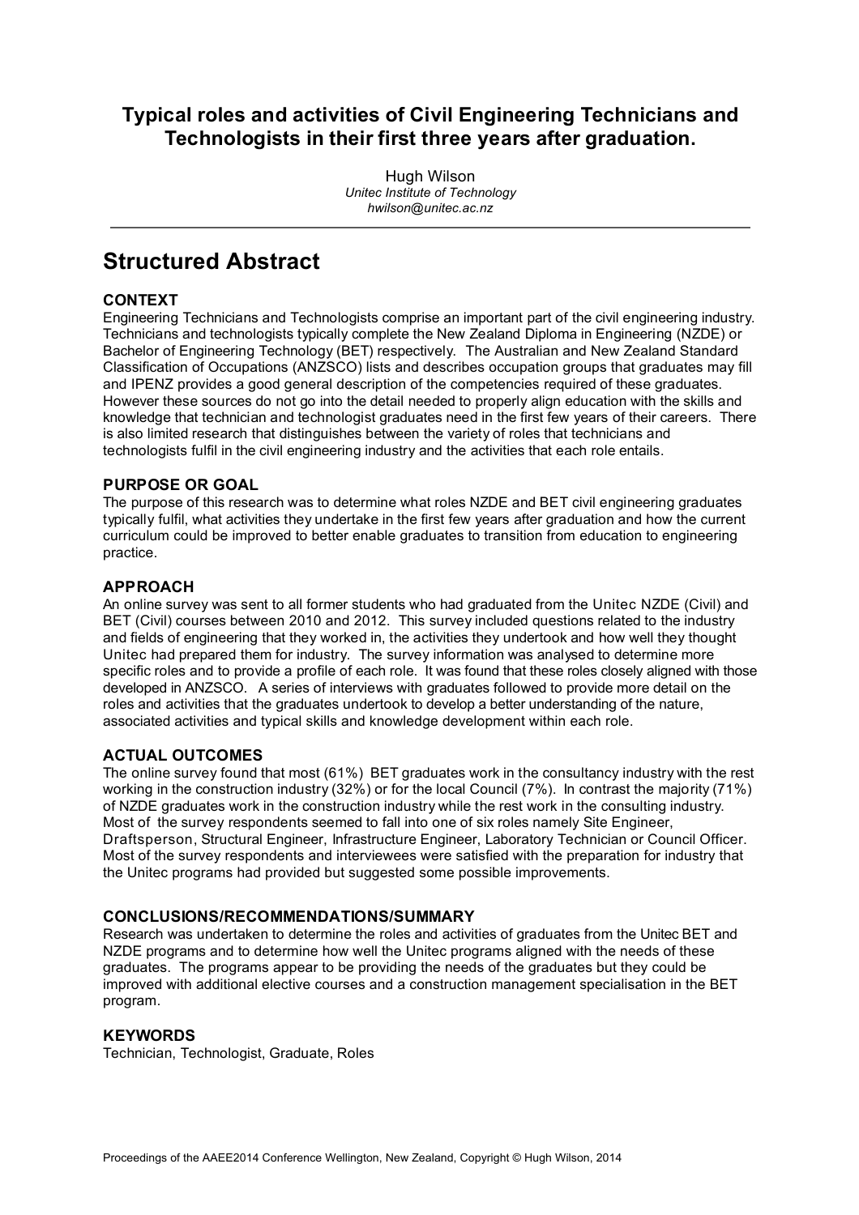# Typical roles and activities of Civil Engineering Technicians and Technologists in their first three years after graduation.

Hugh Wilson
*Unitec Institute of Technology*
*hwilson@unitec.ac.nz*

## Structured Abstract

### CONTEXT

Engineering Technicians and Technologists comprise an important part of the civil engineering industry. Technicians and technologists typically complete the New Zealand Diploma in Engineering (NZDE) or Bachelor of Engineering Technology (BET) respectively. The Australian and New Zealand Standard Classification of Occupations (ANZSCO) lists and describes occupation groups that graduates may fill and IPENZ provides a good general description of the competencies required of these graduates. However these sources do not go into the detail needed to properly align education with the skills and knowledge that technician and technologist graduates need in the first few years of their careers. There is also limited research that distinguishes between the variety of roles that technicians and technologists fulfil in the civil engineering industry and the activities that each role entails.

### PURPOSE OR GOAL

The purpose of this research was to determine what roles NZDE and BET civil engineering graduates typically fulfil, what activities they undertake in the first few years after graduation and how the current curriculum could be improved to better enable graduates to transition from education to engineering practice.

### APPROACH

An online survey was sent to all former students who had graduated from the Unitec NZDE (Civil) and BET (Civil) courses between 2010 and 2012. This survey included questions related to the industry and fields of engineering that they worked in, the activities they undertook and how well they thought Unitec had prepared them for industry. The survey information was analysed to determine more specific roles and to provide a profile of each role. It was found that these roles closely aligned with those developed in ANZSCO. A series of interviews with graduates followed to provide more detail on the roles and activities that the graduates undertook to develop a better understanding of the nature, associated activities and typical skills and knowledge development within each role.

### ACTUAL OUTCOMES

The online survey found that most (61%) BET graduates work in the consultancy industry with the rest working in the construction industry (32%) or for the local Council (7%). In contrast the majority (71%) of NZDE graduates work in the construction industry while the rest work in the consulting industry. Most of the survey respondents seemed to fall into one of six roles namely Site Engineer, Draftsperson, Structural Engineer, Infrastructure Engineer, Laboratory Technician or Council Officer. Most of the survey respondents and interviewees were satisfied with the preparation for industry that the Unitec programs had provided but suggested some possible improvements.

### CONCLUSIONS/RECOMMENDATIONS/SUMMARY

Research was undertaken to determine the roles and activities of graduates from the Unitec BET and NZDE programs and to determine how well the Unitec programs aligned with the needs of these graduates. The programs appear to be providing the needs of the graduates but they could be improved with additional elective courses and a construction management specialisation in the BET program.

### KEYWORDS

Technician, Technologist, Graduate, Roles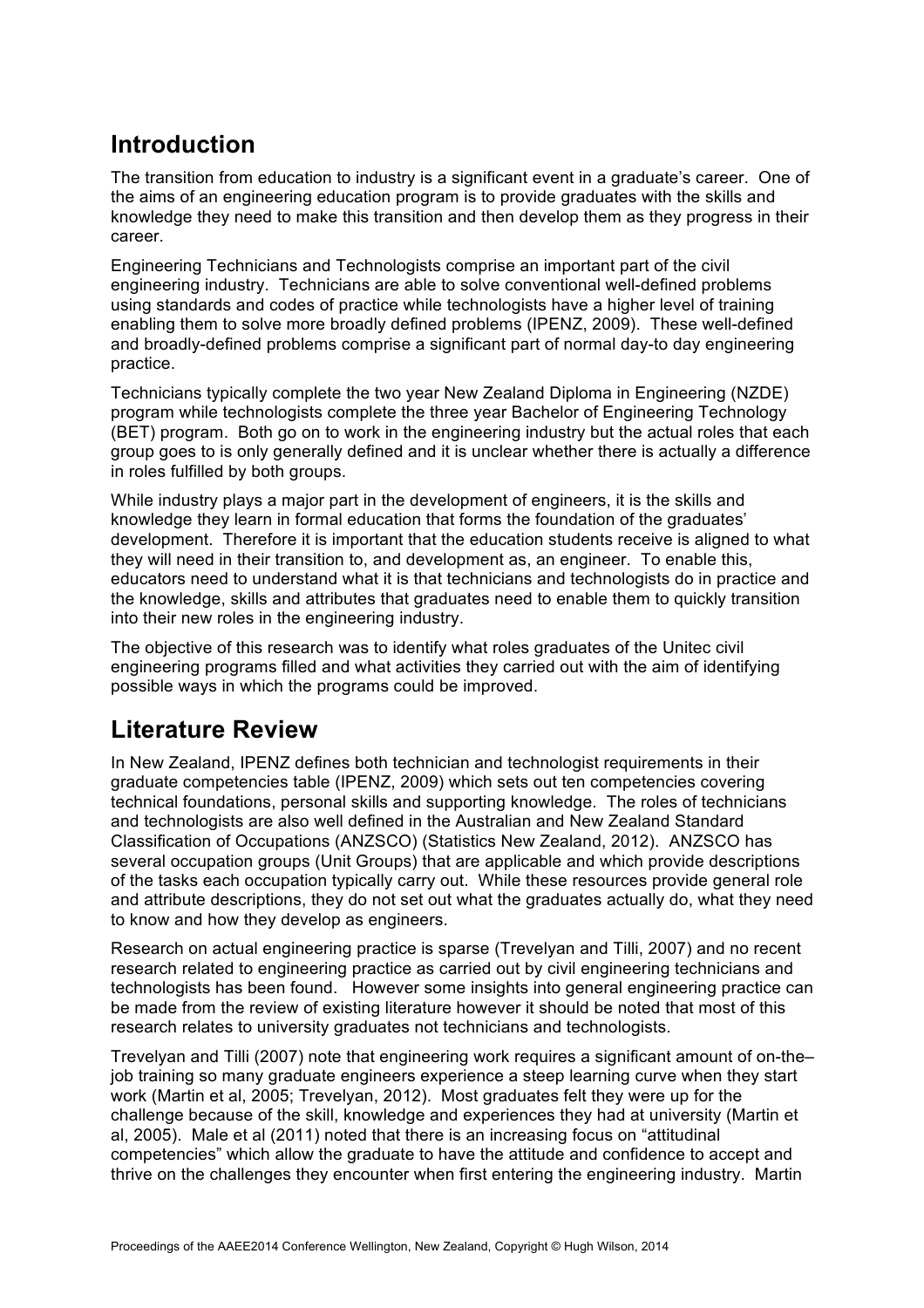## Introduction

The transition from education to industry is a significant event in a graduate's career. One of the aims of an engineering education program is to provide graduates with the skills and knowledge they need to make this transition and then develop them as they progress in their career.

Engineering Technicians and Technologists comprise an important part of the civil engineering industry. Technicians are able to solve conventional well-defined problems using standards and codes of practice while technologists have a higher level of training enabling them to solve more broadly defined problems (IPENZ, 2009). These well-defined and broadly-defined problems comprise a significant part of normal day-to day engineering practice.

Technicians typically complete the two year New Zealand Diploma in Engineering (NZDE) program while technologists complete the three year Bachelor of Engineering Technology (BET) program. Both go on to work in the engineering industry but the actual roles that each group goes to is only generally defined and it is unclear whether there is actually a difference in roles fulfilled by both groups.

While industry plays a major part in the development of engineers, it is the skills and knowledge they learn in formal education that forms the foundation of the graduates' development. Therefore it is important that the education students receive is aligned to what they will need in their transition to, and development as, an engineer. To enable this, educators need to understand what it is that technicians and technologists do in practice and the knowledge, skills and attributes that graduates need to enable them to quickly transition into their new roles in the engineering industry.

The objective of this research was to identify what roles graduates of the Unitec civil engineering programs filled and what activities they carried out with the aim of identifying possible ways in which the programs could be improved.

## Literature Review

In New Zealand, IPENZ defines both technician and technologist requirements in their graduate competencies table (IPENZ, 2009) which sets out ten competencies covering technical foundations, personal skills and supporting knowledge. The roles of technicians and technologists are also well defined in the Australian and New Zealand Standard Classification of Occupations (ANZSCO) (Statistics New Zealand, 2012). ANZSCO has several occupation groups (Unit Groups) that are applicable and which provide descriptions of the tasks each occupation typically carry out. While these resources provide general role and attribute descriptions, they do not set out what the graduates actually do, what they need to know and how they develop as engineers.

Research on actual engineering practice is sparse (Trevelyan and Tilli, 2007) and no recent research related to engineering practice as carried out by civil engineering technicians and technologists has been found. However some insights into general engineering practice can be made from the review of existing literature however it should be noted that most of this research relates to university graduates not technicians and technologists.

Trevelyan and Tilli (2007) note that engineering work requires a significant amount of on-the–job training so many graduate engineers experience a steep learning curve when they start work (Martin et al, 2005; Trevelyan, 2012). Most graduates felt they were up for the challenge because of the skill, knowledge and experiences they had at university (Martin et al, 2005). Male et al (2011) noted that there is an increasing focus on "attitudinal competencies" which allow the graduate to have the attitude and confidence to accept and thrive on the challenges they encounter when first entering the engineering industry. Martin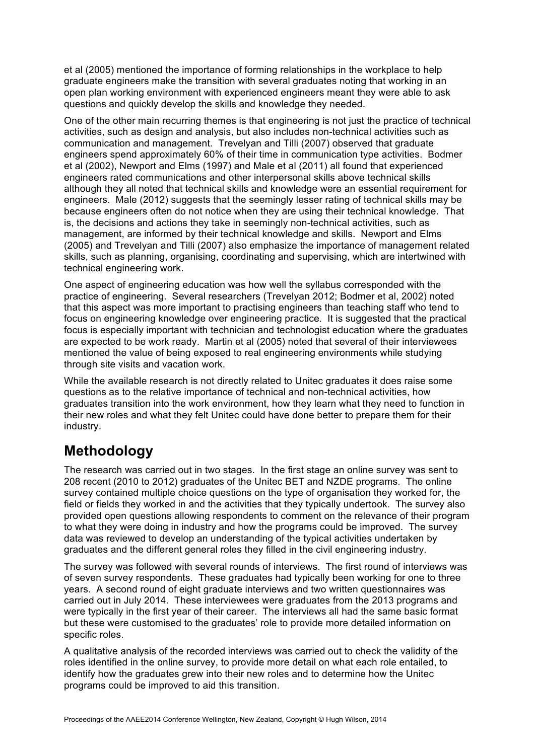et al (2005) mentioned the importance of forming relationships in the workplace to help graduate engineers make the transition with several graduates noting that working in an open plan working environment with experienced engineers meant they were able to ask questions and quickly develop the skills and knowledge they needed.

One of the other main recurring themes is that engineering is not just the practice of technical activities, such as design and analysis, but also includes non-technical activities such as communication and management. Trevelyan and Tilli (2007) observed that graduate engineers spend approximately 60% of their time in communication type activities. Bodmer et al (2002), Newport and Elms (1997) and Male et al (2011) all found that experienced engineers rated communications and other interpersonal skills above technical skills although they all noted that technical skills and knowledge were an essential requirement for engineers. Male (2012) suggests that the seemingly lesser rating of technical skills may be because engineers often do not notice when they are using their technical knowledge. That is, the decisions and actions they take in seemingly non-technical activities, such as management, are informed by their technical knowledge and skills. Newport and Elms (2005) and Trevelyan and Tilli (2007) also emphasize the importance of management related skills, such as planning, organising, coordinating and supervising, which are intertwined with technical engineering work.

One aspect of engineering education was how well the syllabus corresponded with the practice of engineering. Several researchers (Trevelyan 2012; Bodmer et al, 2002) noted that this aspect was more important to practising engineers than teaching staff who tend to focus on engineering knowledge over engineering practice. It is suggested that the practical focus is especially important with technician and technologist education where the graduates are expected to be work ready. Martin et al (2005) noted that several of their interviewees mentioned the value of being exposed to real engineering environments while studying through site visits and vacation work.

While the available research is not directly related to Unitec graduates it does raise some questions as to the relative importance of technical and non-technical activities, how graduates transition into the work environment, how they learn what they need to function in their new roles and what they felt Unitec could have done better to prepare them for their industry.

## Methodology

The research was carried out in two stages. In the first stage an online survey was sent to 208 recent (2010 to 2012) graduates of the Unitec BET and NZDE programs. The online survey contained multiple choice questions on the type of organisation they worked for, the field or fields they worked in and the activities that they typically undertook. The survey also provided open questions allowing respondents to comment on the relevance of their program to what they were doing in industry and how the programs could be improved. The survey data was reviewed to develop an understanding of the typical activities undertaken by graduates and the different general roles they filled in the civil engineering industry.

The survey was followed with several rounds of interviews. The first round of interviews was of seven survey respondents. These graduates had typically been working for one to three years. A second round of eight graduate interviews and two written questionnaires was carried out in July 2014. These interviewees were graduates from the 2013 programs and were typically in the first year of their career. The interviews all had the same basic format but these were customised to the graduates' role to provide more detailed information on specific roles.

A qualitative analysis of the recorded interviews was carried out to check the validity of the roles identified in the online survey, to provide more detail on what each role entailed, to identify how the graduates grew into their new roles and to determine how the Unitec programs could be improved to aid this transition.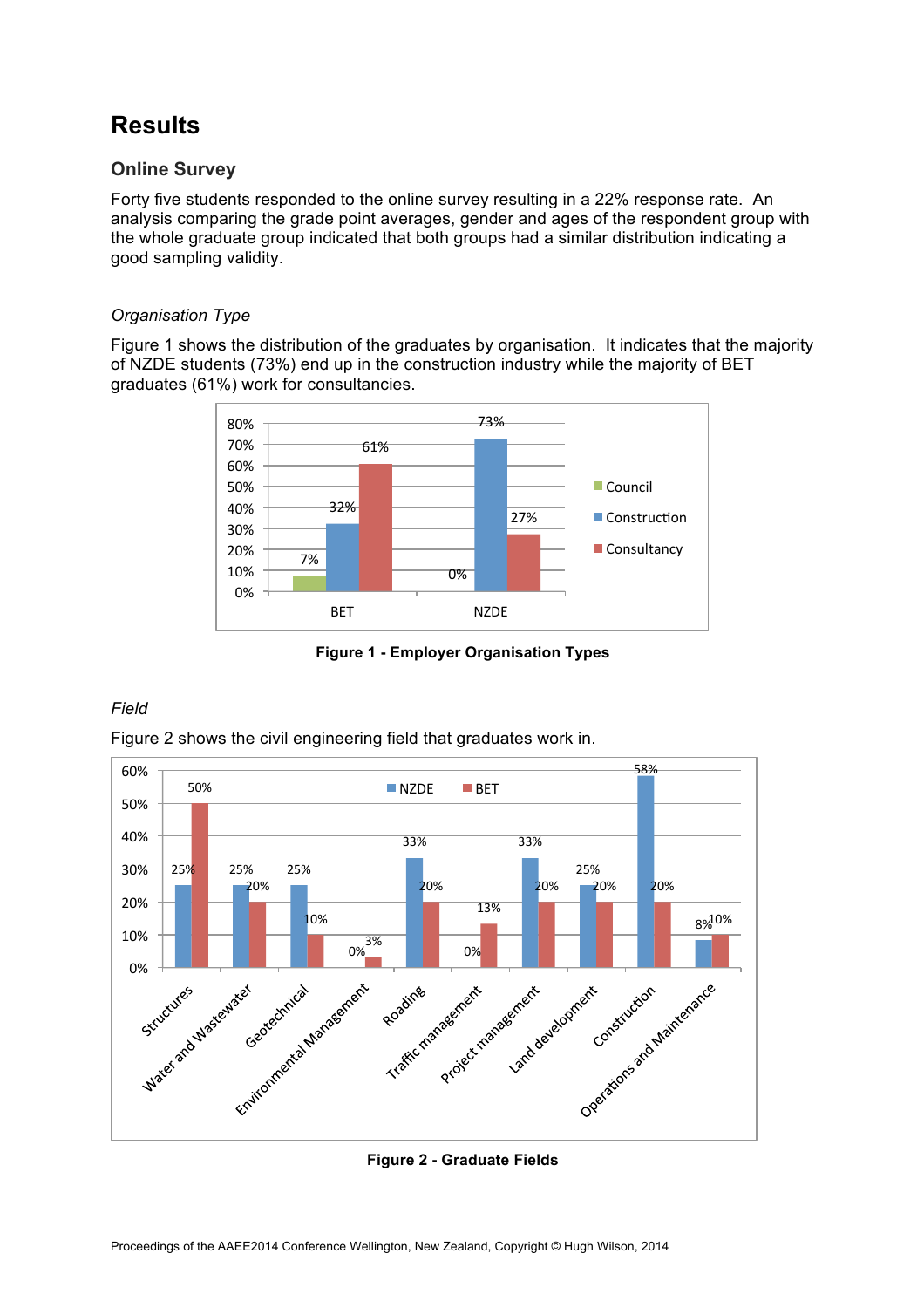# Results

## Online Survey

Forty five students responded to the online survey resulting in a 22% response rate. An analysis comparing the grade point averages, gender and ages of the respondent group with the whole graduate group indicated that both groups had a similar distribution indicating a good sampling validity.

### *Organisation Type*

Figure 1 shows the distribution of the graduates by organisation. It indicates that the majority of NZDE students (73%) end up in the construction industry while the majority of BET graduates (61%) work for consultancies.

**Figure 1 - Employer Organisation Types**

### *Field*

Figure 2 shows the civil engineering field that graduates work in.

**Figure 2 - Graduate Fields**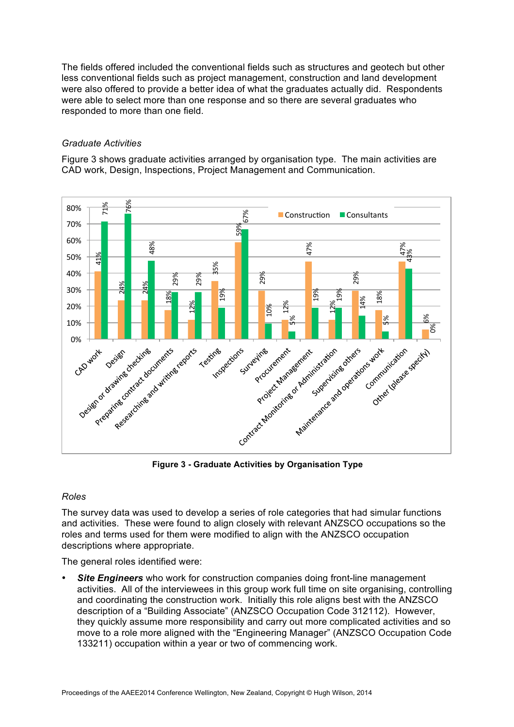The fields offered included the conventional fields such as structures and geotech but other less conventional fields such as project management, construction and land development were also offered to provide a better idea of what the graduates actually did. Respondents were able to select more than one response and so there are several graduates who responded to more than one field.

*Graduate Activities*

Figure 3 shows graduate activities arranged by organisation type. The main activities are CAD work, Design, Inspections, Project Management and Communication.

| Activity | Construction | Consultants |
|---|---|---|
| CAD work | 41% | 71% |
| Design | 24% | 76% |
| Design or drawing checking | 24% | 48% |
| Preparing contract documents | 18% | 29% |
| Researching and writing reports | 12% | 29% |
| Testing | 35% | 19% |
| Inspections | 59% | 67% |
| Surveying | 29% | 10% |
| Procurement | 12% | 5% |
| Project Management | 47% | 19% |
| Contract Monitoring or Administration | 12% | 19% |
| Supervising others | 29% | 14% |
| Maintenance and operations work | 18% | 5% |
| Communication | 47% | 43% |
| Other (please specify) | 6% | 0% |

**Figure 3 - Graduate Activities by Organisation Type**

*Roles*

The survey data was used to develop a series of role categories that had simular functions and activities. These were found to align closely with relevant ANZSCO occupations so the roles and terms used for them were modified to align with the ANZSCO occupation descriptions where appropriate.

The general roles identified were:

- ***Site Engineers*** who work for construction companies doing front-line management activities. All of the interviewees in this group work full time on site organising, controlling and coordinating the construction work. Initially this role aligns best with the ANZSCO description of a "Building Associate" (ANZSCO Occupation Code 312112). However, they quickly assume more responsibility and carry out more complicated activities and so move to a role more aligned with the "Engineering Manager" (ANZSCO Occupation Code 133211) occupation within a year or two of commencing work.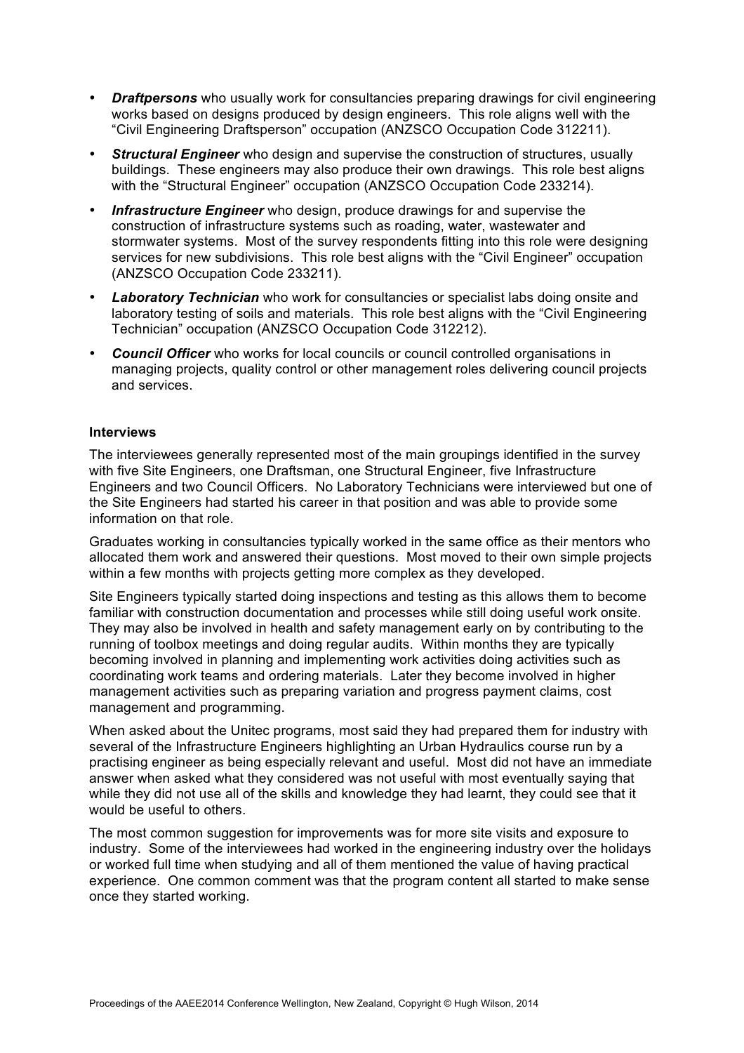- ***Draftpersons*** who usually work for consultancies preparing drawings for civil engineering works based on designs produced by design engineers. This role aligns well with the "Civil Engineering Draftsperson" occupation (ANZSCO Occupation Code 312211).
- ***Structural Engineer*** who design and supervise the construction of structures, usually buildings. These engineers may also produce their own drawings. This role best aligns with the "Structural Engineer" occupation (ANZSCO Occupation Code 233214).
- ***Infrastructure Engineer*** who design, produce drawings for and supervise the construction of infrastructure systems such as roading, water, wastewater and stormwater systems. Most of the survey respondents fitting into this role were designing services for new subdivisions. This role best aligns with the "Civil Engineer" occupation (ANZSCO Occupation Code 233211).
- ***Laboratory Technician*** who work for consultancies or specialist labs doing onsite and laboratory testing of soils and materials. This role best aligns with the "Civil Engineering Technician" occupation (ANZSCO Occupation Code 312212).
- ***Council Officer*** who works for local councils or council controlled organisations in managing projects, quality control or other management roles delivering council projects and services.

**Interviews**

The interviewees generally represented most of the main groupings identified in the survey with five Site Engineers, one Draftsman, one Structural Engineer, five Infrastructure Engineers and two Council Officers. No Laboratory Technicians were interviewed but one of the Site Engineers had started his career in that position and was able to provide some information on that role.

Graduates working in consultancies typically worked in the same office as their mentors who allocated them work and answered their questions. Most moved to their own simple projects within a few months with projects getting more complex as they developed.

Site Engineers typically started doing inspections and testing as this allows them to become familiar with construction documentation and processes while still doing useful work onsite. They may also be involved in health and safety management early on by contributing to the running of toolbox meetings and doing regular audits. Within months they are typically becoming involved in planning and implementing work activities doing activities such as coordinating work teams and ordering materials. Later they become involved in higher management activities such as preparing variation and progress payment claims, cost management and programming.

When asked about the Unitec programs, most said they had prepared them for industry with several of the Infrastructure Engineers highlighting an Urban Hydraulics course run by a practising engineer as being especially relevant and useful. Most did not have an immediate answer when asked what they considered was not useful with most eventually saying that while they did not use all of the skills and knowledge they had learnt, they could see that it would be useful to others.

The most common suggestion for improvements was for more site visits and exposure to industry. Some of the interviewees had worked in the engineering industry over the holidays or worked full time when studying and all of them mentioned the value of having practical experience. One common comment was that the program content all started to make sense once they started working.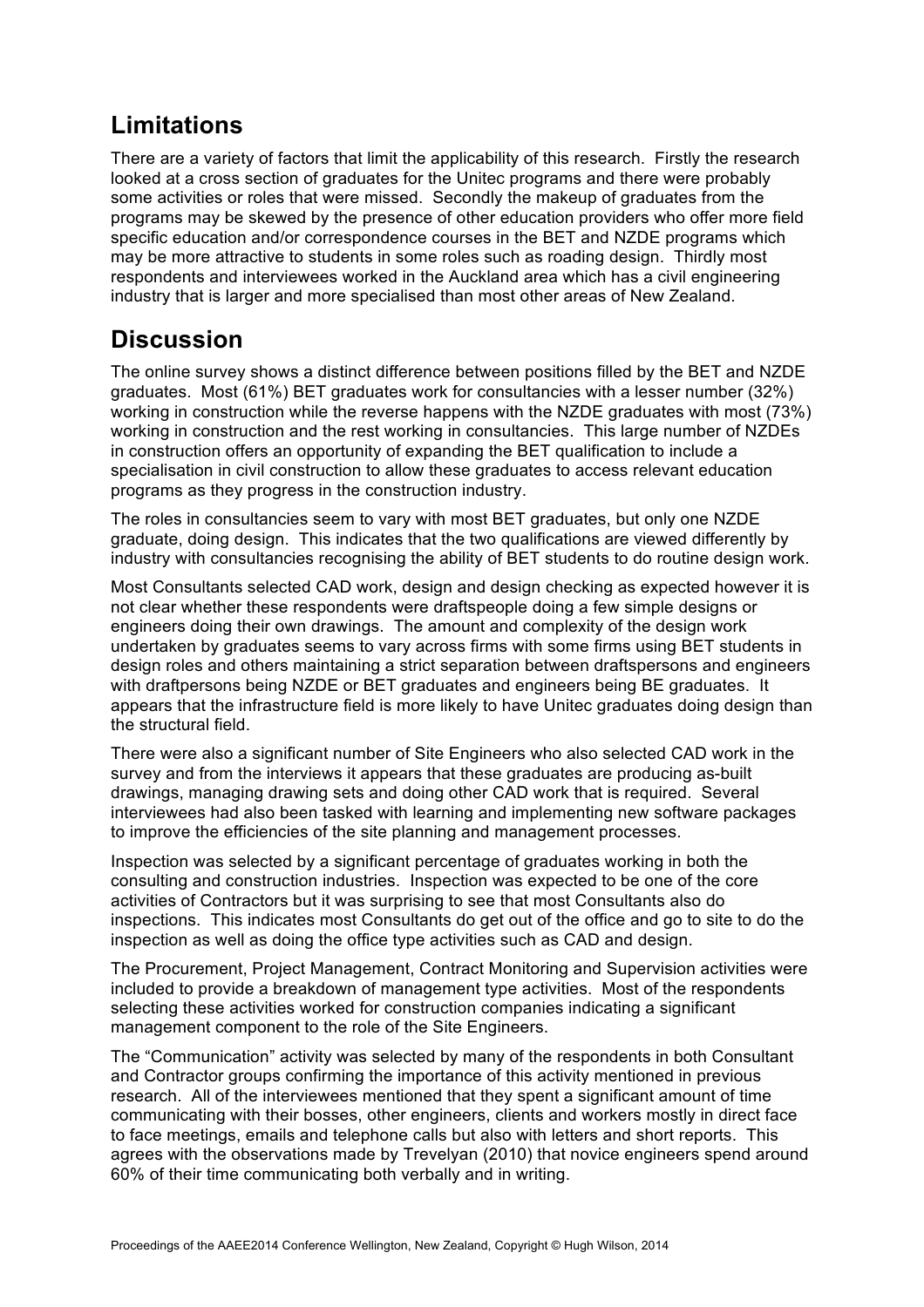## Limitations

There are a variety of factors that limit the applicability of this research. Firstly the research looked at a cross section of graduates for the Unitec programs and there were probably some activities or roles that were missed. Secondly the makeup of graduates from the programs may be skewed by the presence of other education providers who offer more field specific education and/or correspondence courses in the BET and NZDE programs which may be more attractive to students in some roles such as roading design. Thirdly most respondents and interviewees worked in the Auckland area which has a civil engineering industry that is larger and more specialised than most other areas of New Zealand.

## Discussion

The online survey shows a distinct difference between positions filled by the BET and NZDE graduates. Most (61%) BET graduates work for consultancies with a lesser number (32%) working in construction while the reverse happens with the NZDE graduates with most (73%) working in construction and the rest working in consultancies. This large number of NZDEs in construction offers an opportunity of expanding the BET qualification to include a specialisation in civil construction to allow these graduates to access relevant education programs as they progress in the construction industry.

The roles in consultancies seem to vary with most BET graduates, but only one NZDE graduate, doing design. This indicates that the two qualifications are viewed differently by industry with consultancies recognising the ability of BET students to do routine design work.

Most Consultants selected CAD work, design and design checking as expected however it is not clear whether these respondents were draftspeople doing a few simple designs or engineers doing their own drawings. The amount and complexity of the design work undertaken by graduates seems to vary across firms with some firms using BET students in design roles and others maintaining a strict separation between draftspersons and engineers with draftpersons being NZDE or BET graduates and engineers being BE graduates. It appears that the infrastructure field is more likely to have Unitec graduates doing design than the structural field.

There were also a significant number of Site Engineers who also selected CAD work in the survey and from the interviews it appears that these graduates are producing as-built drawings, managing drawing sets and doing other CAD work that is required. Several interviewees had also been tasked with learning and implementing new software packages to improve the efficiencies of the site planning and management processes.

Inspection was selected by a significant percentage of graduates working in both the consulting and construction industries. Inspection was expected to be one of the core activities of Contractors but it was surprising to see that most Consultants also do inspections. This indicates most Consultants do get out of the office and go to site to do the inspection as well as doing the office type activities such as CAD and design.

The Procurement, Project Management, Contract Monitoring and Supervision activities were included to provide a breakdown of management type activities. Most of the respondents selecting these activities worked for construction companies indicating a significant management component to the role of the Site Engineers.

The "Communication" activity was selected by many of the respondents in both Consultant and Contractor groups confirming the importance of this activity mentioned in previous research. All of the interviewees mentioned that they spent a significant amount of time communicating with their bosses, other engineers, clients and workers mostly in direct face to face meetings, emails and telephone calls but also with letters and short reports. This agrees with the observations made by Trevelyan (2010) that novice engineers spend around 60% of their time communicating both verbally and in writing.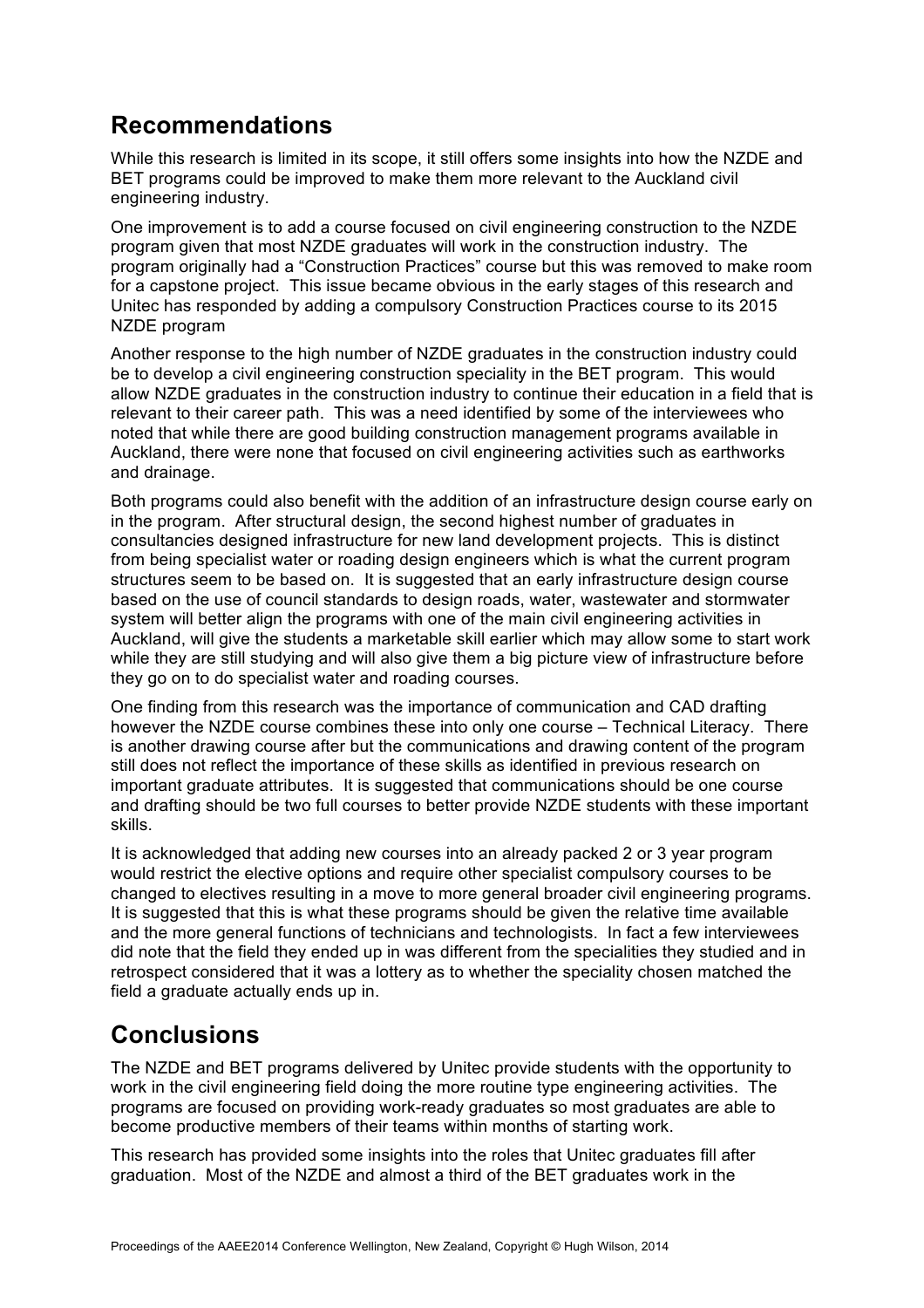## Recommendations

While this research is limited in its scope, it still offers some insights into how the NZDE and BET programs could be improved to make them more relevant to the Auckland civil engineering industry.

One improvement is to add a course focused on civil engineering construction to the NZDE program given that most NZDE graduates will work in the construction industry. The program originally had a "Construction Practices" course but this was removed to make room for a capstone project. This issue became obvious in the early stages of this research and Unitec has responded by adding a compulsory Construction Practices course to its 2015 NZDE program

Another response to the high number of NZDE graduates in the construction industry could be to develop a civil engineering construction speciality in the BET program. This would allow NZDE graduates in the construction industry to continue their education in a field that is relevant to their career path. This was a need identified by some of the interviewees who noted that while there are good building construction management programs available in Auckland, there were none that focused on civil engineering activities such as earthworks and drainage.

Both programs could also benefit with the addition of an infrastructure design course early on in the program. After structural design, the second highest number of graduates in consultancies designed infrastructure for new land development projects. This is distinct from being specialist water or roading design engineers which is what the current program structures seem to be based on. It is suggested that an early infrastructure design course based on the use of council standards to design roads, water, wastewater and stormwater system will better align the programs with one of the main civil engineering activities in Auckland, will give the students a marketable skill earlier which may allow some to start work while they are still studying and will also give them a big picture view of infrastructure before they go on to do specialist water and roading courses.

One finding from this research was the importance of communication and CAD drafting however the NZDE course combines these into only one course – Technical Literacy. There is another drawing course after but the communications and drawing content of the program still does not reflect the importance of these skills as identified in previous research on important graduate attributes. It is suggested that communications should be one course and drafting should be two full courses to better provide NZDE students with these important skills.

It is acknowledged that adding new courses into an already packed 2 or 3 year program would restrict the elective options and require other specialist compulsory courses to be changed to electives resulting in a move to more general broader civil engineering programs. It is suggested that this is what these programs should be given the relative time available and the more general functions of technicians and technologists. In fact a few interviewees did note that the field they ended up in was different from the specialities they studied and in retrospect considered that it was a lottery as to whether the speciality chosen matched the field a graduate actually ends up in.

## Conclusions

The NZDE and BET programs delivered by Unitec provide students with the opportunity to work in the civil engineering field doing the more routine type engineering activities. The programs are focused on providing work-ready graduates so most graduates are able to become productive members of their teams within months of starting work.

This research has provided some insights into the roles that Unitec graduates fill after graduation. Most of the NZDE and almost a third of the BET graduates work in the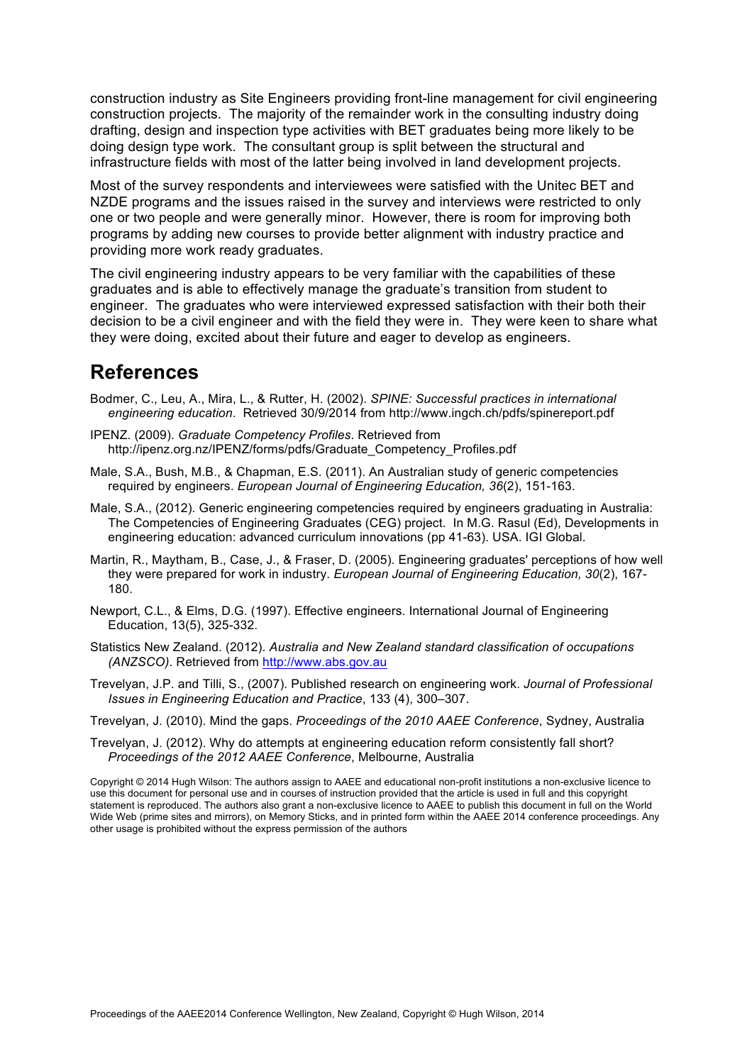construction industry as Site Engineers providing front-line management for civil engineering construction projects. The majority of the remainder work in the consulting industry doing drafting, design and inspection type activities with BET graduates being more likely to be doing design type work. The consultant group is split between the structural and infrastructure fields with most of the latter being involved in land development projects.

Most of the survey respondents and interviewees were satisfied with the Unitec BET and NZDE programs and the issues raised in the survey and interviews were restricted to only one or two people and were generally minor. However, there is room for improving both programs by adding new courses to provide better alignment with industry practice and providing more work ready graduates.

The civil engineering industry appears to be very familiar with the capabilities of these graduates and is able to effectively manage the graduate's transition from student to engineer. The graduates who were interviewed expressed satisfaction with their both their decision to be a civil engineer and with the field they were in. They were keen to share what they were doing, excited about their future and eager to develop as engineers.

## References

Bodmer, C., Leu, A., Mira, L., & Rutter, H. (2002). *SPINE: Successful practices in international engineering education*. Retrieved 30/9/2014 from http://www.ingch.ch/pdfs/spinereport.pdf

IPENZ. (2009). *Graduate Competency Profiles*. Retrieved from http://ipenz.org.nz/IPENZ/forms/pdfs/Graduate_Competency_Profiles.pdf

Male, S.A., Bush, M.B., & Chapman, E.S. (2011). An Australian study of generic competencies required by engineers. *European Journal of Engineering Education, 36*(2), 151-163.

Male, S.A., (2012). Generic engineering competencies required by engineers graduating in Australia: The Competencies of Engineering Graduates (CEG) project. In M.G. Rasul (Ed), Developments in engineering education: advanced curriculum innovations (pp 41-63). USA. IGI Global.

Martin, R., Maytham, B., Case, J., & Fraser, D. (2005). Engineering graduates' perceptions of how well they were prepared for work in industry. *European Journal of Engineering Education, 30*(2), 167-180.

Newport, C.L., & Elms, D.G. (1997). Effective engineers. International Journal of Engineering Education, 13(5), 325-332.

Statistics New Zealand. (2012). *Australia and New Zealand standard classification of occupations (ANZSCO)*. Retrieved from http://www.abs.gov.au

Trevelyan, J.P. and Tilli, S., (2007). Published research on engineering work. *Journal of Professional Issues in Engineering Education and Practice*, 133 (4), 300–307.

Trevelyan, J. (2010). Mind the gaps. *Proceedings of the 2010 AAEE Conference*, Sydney, Australia

Trevelyan, J. (2012). Why do attempts at engineering education reform consistently fall short? *Proceedings of the 2012 AAEE Conference*, Melbourne, Australia

Copyright © 2014 Hugh Wilson: The authors assign to AAEE and educational non-profit institutions a non-exclusive licence to use this document for personal use and in courses of instruction provided that the article is used in full and this copyright statement is reproduced. The authors also grant a non-exclusive licence to AAEE to publish this document in full on the World Wide Web (prime sites and mirrors), on Memory Sticks, and in printed form within the AAEE 2014 conference proceedings. Any other usage is prohibited without the express permission of the authors